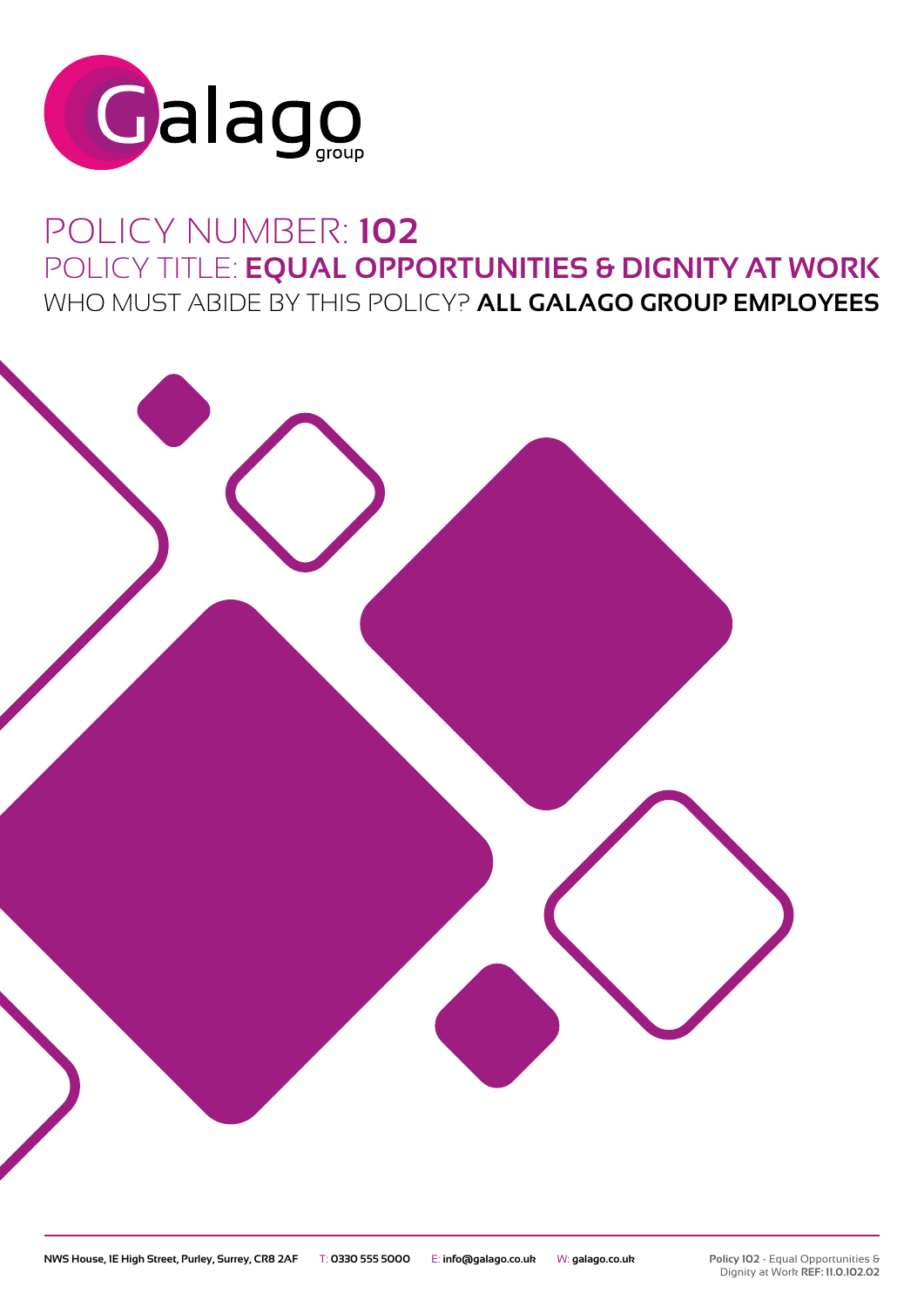Galago group

# POLICY NUMBER: **102**

## POLICY TITLE: **EQUAL OPPORTUNITIES & DIGNITY AT WORK**

### WHO MUST ABIDE BY THIS POLICY? **ALL GALAGO GROUP EMPLOYEES**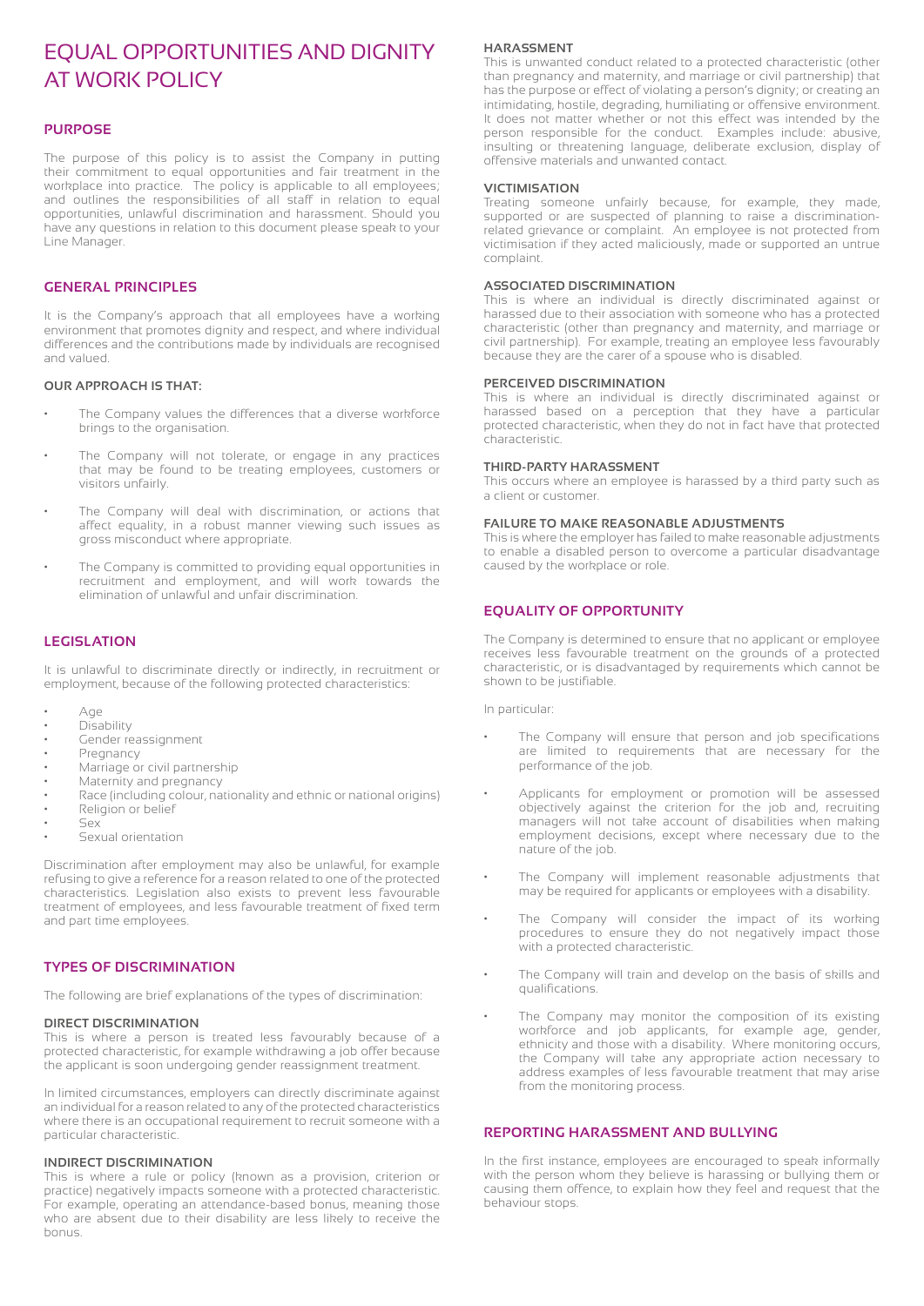# EQUAL OPPORTUNITIES AND DIGNITY AT WORK POLICY

## PURPOSE

The purpose of this policy is to assist the Company in putting their commitment to equal opportunities and fair treatment in the workplace into practice. The policy is applicable to all employees; and outlines the responsibilities of all staff in relation to equal opportunities, unlawful discrimination and harassment. Should you have any questions in relation to this document please speak to your Line Manager.

## GENERAL PRINCIPLES

It is the Company's approach that all employees have a working environment that promotes dignity and respect, and where individual differences and the contributions made by individuals are recognised and valued.

### OUR APPROACH IS THAT:

- The Company values the differences that a diverse workforce brings to the organisation.
- The Company will not tolerate, or engage in any practices that may be found to be treating employees, customers or visitors unfairly.
- The Company will deal with discrimination, or actions that affect equality, in a robust manner viewing such issues as gross misconduct where appropriate.
- The Company is committed to providing equal opportunities in recruitment and employment, and will work towards the elimination of unlawful and unfair discrimination.

## LEGISLATION

It is unlawful to discriminate directly or indirectly, in recruitment or employment, because of the following protected characteristics:

- Age
- Disability
- Gender reassignment
- Pregnancy
- Marriage or civil partnership
- Maternity and pregnancy
- Race (including colour, nationality and ethnic or national origins)
- Religion or belief
- Sex
- Sexual orientation

Discrimination after employment may also be unlawful, for example refusing to give a reference for a reason related to one of the protected characteristics. Legislation also exists to prevent less favourable treatment of employees, and less favourable treatment of fixed term and part time employees.

## TYPES OF DISCRIMINATION

The following are brief explanations of the types of discrimination:

### DIRECT DISCRIMINATION

This is where a person is treated less favourably because of a protected characteristic, for example withdrawing a job offer because the applicant is soon undergoing gender reassignment treatment.

In limited circumstances, employers can directly discriminate against an individual for a reason related to any of the protected characteristics where there is an occupational requirement to recruit someone with a particular characteristic.

### INDIRECT DISCRIMINATION

This is where a rule or policy (known as a provision, criterion or practice) negatively impacts someone with a protected characteristic. For example, operating an attendance-based bonus, meaning those who are absent due to their disability are less likely to receive the bonus.

### HARASSMENT

This is unwanted conduct related to a protected characteristic (other than pregnancy and maternity, and marriage or civil partnership) that has the purpose or effect of violating a person's dignity; or creating an intimidating, hostile, degrading, humiliating or offensive environment. It does not matter whether or not this effect was intended by the person responsible for the conduct. Examples include: abusive, insulting or threatening language, deliberate exclusion, display of offensive materials and unwanted contact.

### VICTIMISATION

Treating someone unfairly because, for example, they made, supported or are suspected of planning to raise a discrimination-related grievance or complaint. An employee is not protected from victimisation if they acted maliciously, made or supported an untrue complaint.

### ASSOCIATED DISCRIMINATION

This is where an individual is directly discriminated against or harassed due to their association with someone who has a protected characteristic (other than pregnancy and maternity, and marriage or civil partnership). For example, treating an employee less favourably because they are the carer of a spouse who is disabled.

### PERCEIVED DISCRIMINATION

This is where an individual is directly discriminated against or harassed based on a perception that they have a particular protected characteristic, when they do not in fact have that protected characteristic.

### THIRD-PARTY HARASSMENT

This occurs where an employee is harassed by a third party such as a client or customer.

### FAILURE TO MAKE REASONABLE ADJUSTMENTS

This is where the employer has failed to make reasonable adjustments to enable a disabled person to overcome a particular disadvantage caused by the workplace or role.

## EQUALITY OF OPPORTUNITY

The Company is determined to ensure that no applicant or employee receives less favourable treatment on the grounds of a protected characteristic, or is disadvantaged by requirements which cannot be shown to be justifiable.

In particular:

- The Company will ensure that person and job specifications are limited to requirements that are necessary for the performance of the job.
- Applicants for employment or promotion will be assessed objectively against the criterion for the job and, recruiting managers will not take account of disabilities when making employment decisions, except where necessary due to the nature of the job.
- The Company will implement reasonable adjustments that may be required for applicants or employees with a disability.
- The Company will consider the impact of its working procedures to ensure they do not negatively impact those with a protected characteristic.
- The Company will train and develop on the basis of skills and qualifications.
- The Company may monitor the composition of its existing workforce and job applicants, for example age, gender, ethnicity and those with a disability. Where monitoring occurs, the Company will take any appropriate action necessary to address examples of less favourable treatment that may arise from the monitoring process.

## REPORTING HARASSMENT AND BULLYING

In the first instance, employees are encouraged to speak informally with the person whom they believe is harassing or bullying them or causing them offence, to explain how they feel and request that the behaviour stops.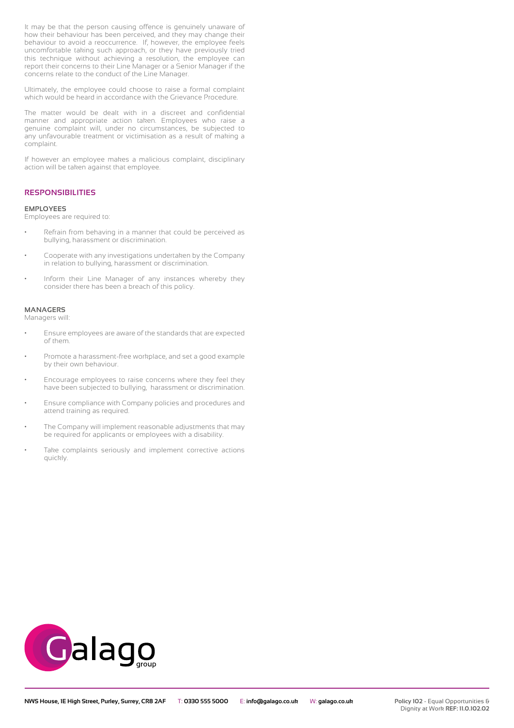It may be that the person causing offence is genuinely unaware of how their behaviour has been perceived, and they may change their behaviour to avoid a reoccurrence. If, however, the employee feels uncomfortable taking such approach, or they have previously tried this technique without achieving a resolution, the employee can report their concerns to their Line Manager or a Senior Manager if the concerns relate to the conduct of the Line Manager.

Ultimately, the employee could choose to raise a formal complaint which would be heard in accordance with the Grievance Procedure.

The matter would be dealt with in a discreet and confidential manner and appropriate action taken. Employees who raise a genuine complaint will, under no circumstances, be subjected to any unfavourable treatment or victimisation as a result of making a complaint.

If however an employee makes a malicious complaint, disciplinary action will be taken against that employee.

## RESPONSIBILITIES

### EMPLOYEES

Employees are required to:

- Refrain from behaving in a manner that could be perceived as bullying, harassment or discrimination.
- Cooperate with any investigations undertaken by the Company in relation to bullying, harassment or discrimination.
- Inform their Line Manager of any instances whereby they consider there has been a breach of this policy.

### MANAGERS

Managers will:

- Ensure employees are aware of the standards that are expected of them.
- Promote a harassment-free workplace, and set a good example by their own behaviour.
- Encourage employees to raise concerns where they feel they have been subjected to bullying, harassment or discrimination.
- Ensure compliance with Company policies and procedures and attend training as required.
- The Company will implement reasonable adjustments that may be required for applicants or employees with a disability.
- Take complaints seriously and implement corrective actions quickly.